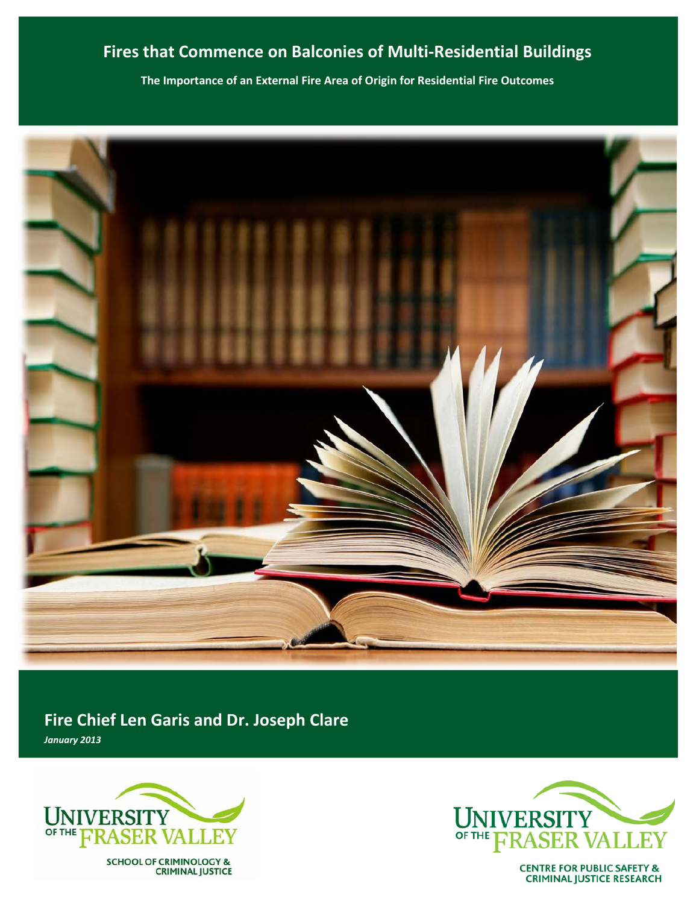# Fires that Commence on Balconies of Multi-Residential Buildings

**The Importance of an External Fire Area of Origin for Residential Fire Outcomes**

**Fire Chief Len Garis and Dr. Joseph Clare**

*January 2013*

UNIVERSITY OF THE FRASER VALLEY

SCHOOL OF CRIMINOLOGY & CRIMINAL JUSTICE

UNIVERSITY OF THE FRASER VALLEY

CENTRE FOR PUBLIC SAFETY & CRIMINAL JUSTICE RESEARCH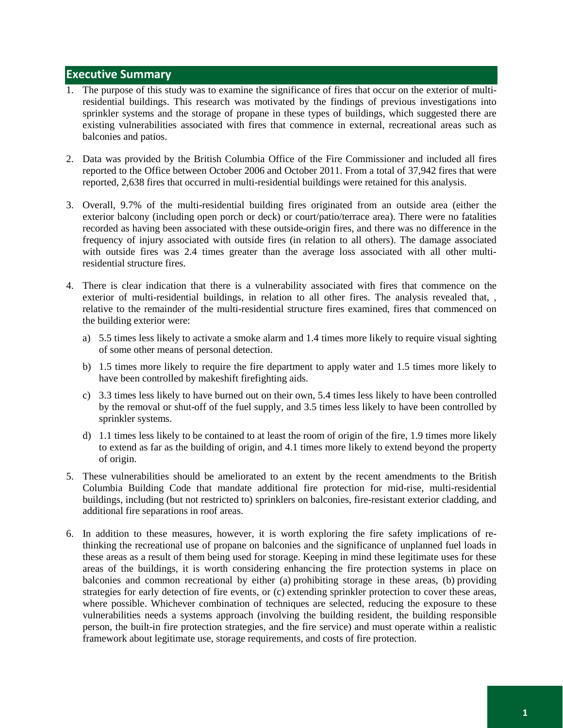## Executive Summary

1. The purpose of this study was to examine the significance of fires that occur on the exterior of multi-residential buildings. This research was motivated by the findings of previous investigations into sprinkler systems and the storage of propane in these types of buildings, which suggested there are existing vulnerabilities associated with fires that commence in external, recreational areas such as balconies and patios.

2. Data was provided by the British Columbia Office of the Fire Commissioner and included all fires reported to the Office between October 2006 and October 2011. From a total of 37,942 fires that were reported, 2,638 fires that occurred in multi-residential buildings were retained for this analysis.

3. Overall, 9.7% of the multi-residential building fires originated from an outside area (either the exterior balcony (including open porch or deck) or court/patio/terrace area). There were no fatalities recorded as having been associated with these outside-origin fires, and there was no difference in the frequency of injury associated with outside fires (in relation to all others). The damage associated with outside fires was 2.4 times greater than the average loss associated with all other multi-residential structure fires.

4. There is clear indication that there is a vulnerability associated with fires that commence on the exterior of multi-residential buildings, in relation to all other fires. The analysis revealed that, , relative to the remainder of the multi-residential structure fires examined, fires that commenced on the building exterior were:

   a) 5.5 times less likely to activate a smoke alarm and 1.4 times more likely to require visual sighting of some other means of personal detection.

   b) 1.5 times more likely to require the fire department to apply water and 1.5 times more likely to have been controlled by makeshift firefighting aids.

   c) 3.3 times less likely to have burned out on their own, 5.4 times less likely to have been controlled by the removal or shut-off of the fuel supply, and 3.5 times less likely to have been controlled by sprinkler systems.

   d) 1.1 times less likely to be contained to at least the room of origin of the fire, 1.9 times more likely to extend as far as the building of origin, and 4.1 times more likely to extend beyond the property of origin.

5. These vulnerabilities should be ameliorated to an extent by the recent amendments to the British Columbia Building Code that mandate additional fire protection for mid-rise, multi-residential buildings, including (but not restricted to) sprinklers on balconies, fire-resistant exterior cladding, and additional fire separations in roof areas.

6. In addition to these measures, however, it is worth exploring the fire safety implications of re-thinking the recreational use of propane on balconies and the significance of unplanned fuel loads in these areas as a result of them being used for storage. Keeping in mind these legitimate uses for these areas of the buildings, it is worth considering enhancing the fire protection systems in place on balconies and common recreational by either (a) prohibiting storage in these areas, (b) providing strategies for early detection of fire events, or (c) extending sprinkler protection to cover these areas, where possible. Whichever combination of techniques are selected, reducing the exposure to these vulnerabilities needs a systems approach (involving the building resident, the building responsible person, the built-in fire protection strategies, and the fire service) and must operate within a realistic framework about legitimate use, storage requirements, and costs of fire protection.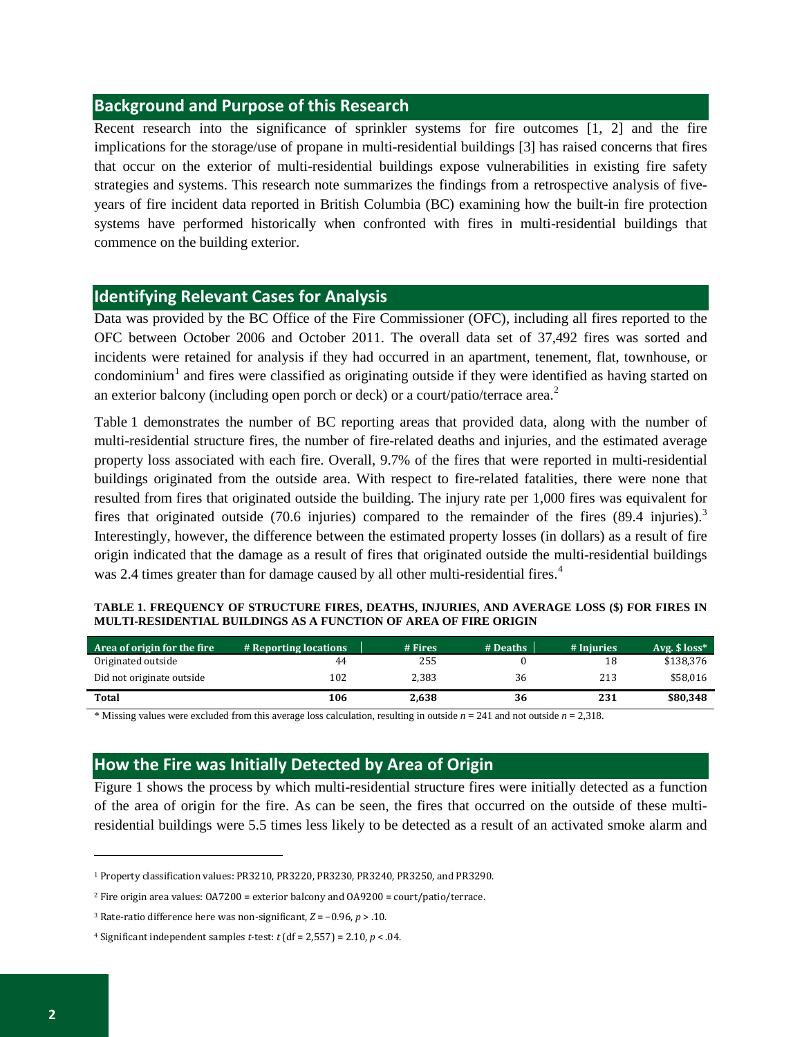## Background and Purpose of this Research

Recent research into the significance of sprinkler systems for fire outcomes [1, 2] and the fire implications for the storage/use of propane in multi-residential buildings [3] has raised concerns that fires that occur on the exterior of multi-residential buildings expose vulnerabilities in existing fire safety strategies and systems. This research note summarizes the findings from a retrospective analysis of five-years of fire incident data reported in British Columbia (BC) examining how the built-in fire protection systems have performed historically when confronted with fires in multi-residential buildings that commence on the building exterior.

## Identifying Relevant Cases for Analysis

Data was provided by the BC Office of the Fire Commissioner (OFC), including all fires reported to the OFC between October 2006 and October 2011. The overall data set of 37,492 fires was sorted and incidents were retained for analysis if they had occurred in an apartment, tenement, flat, townhouse, or condominium[1] and fires were classified as originating outside if they were identified as having started on an exterior balcony (including open porch or deck) or a court/patio/terrace area.[2]

Table 1 demonstrates the number of BC reporting areas that provided data, along with the number of multi-residential structure fires, the number of fire-related deaths and injuries, and the estimated average property loss associated with each fire. Overall, 9.7% of the fires that were reported in multi-residential buildings originated from the outside area. With respect to fire-related fatalities, there were none that resulted from fires that originated outside the building. The injury rate per 1,000 fires was equivalent for fires that originated outside (70.6 injuries) compared to the remainder of the fires (89.4 injuries).[3] Interestingly, however, the difference between the estimated property losses (in dollars) as a result of fire origin indicated that the damage as a result of fires that originated outside the multi-residential buildings was 2.4 times greater than for damage caused by all other multi-residential fires.[4]

**TABLE 1. FREQUENCY OF STRUCTURE FIRES, DEATHS, INJURIES, AND AVERAGE LOSS ($) FOR FIRES IN MULTI-RESIDENTIAL BUILDINGS AS A FUNCTION OF AREA OF FIRE ORIGIN**

| Area of origin for the fire | # Reporting locations | # Fires | # Deaths | # Injuries | Avg. $ loss* |
|---|---|---|---|---|---|
| Originated outside | 44 | 255 | 0 | 18 | $138,376 |
| Did not originate outside | 102 | 2,383 | 36 | 213 | $58,016 |
| **Total** | **106** | **2,638** | **36** | **231** | **$80,348** |

\* Missing values were excluded from this average loss calculation, resulting in outside $n = 241$ and not outside $n = 2,318$.

## How the Fire was Initially Detected by Area of Origin

Figure 1 shows the process by which multi-residential structure fires were initially detected as a function of the area of origin for the fire. As can be seen, the fires that occurred on the outside of these multi-residential buildings were 5.5 times less likely to be detected as a result of an activated smoke alarm and

---

[1] Property classification values: PR3210, PR3220, PR3230, PR3240, PR3250, and PR3290.

[2] Fire origin area values: OA7200 = exterior balcony and OA9200 = court/patio/terrace.

[3] Rate-ratio difference here was non-significant, $Z = -0.96$, $p > .10$.

[4] Significant independent samples $t$-test: $t\,(\text{df} = 2,557) = 2.10$, $p < .04$.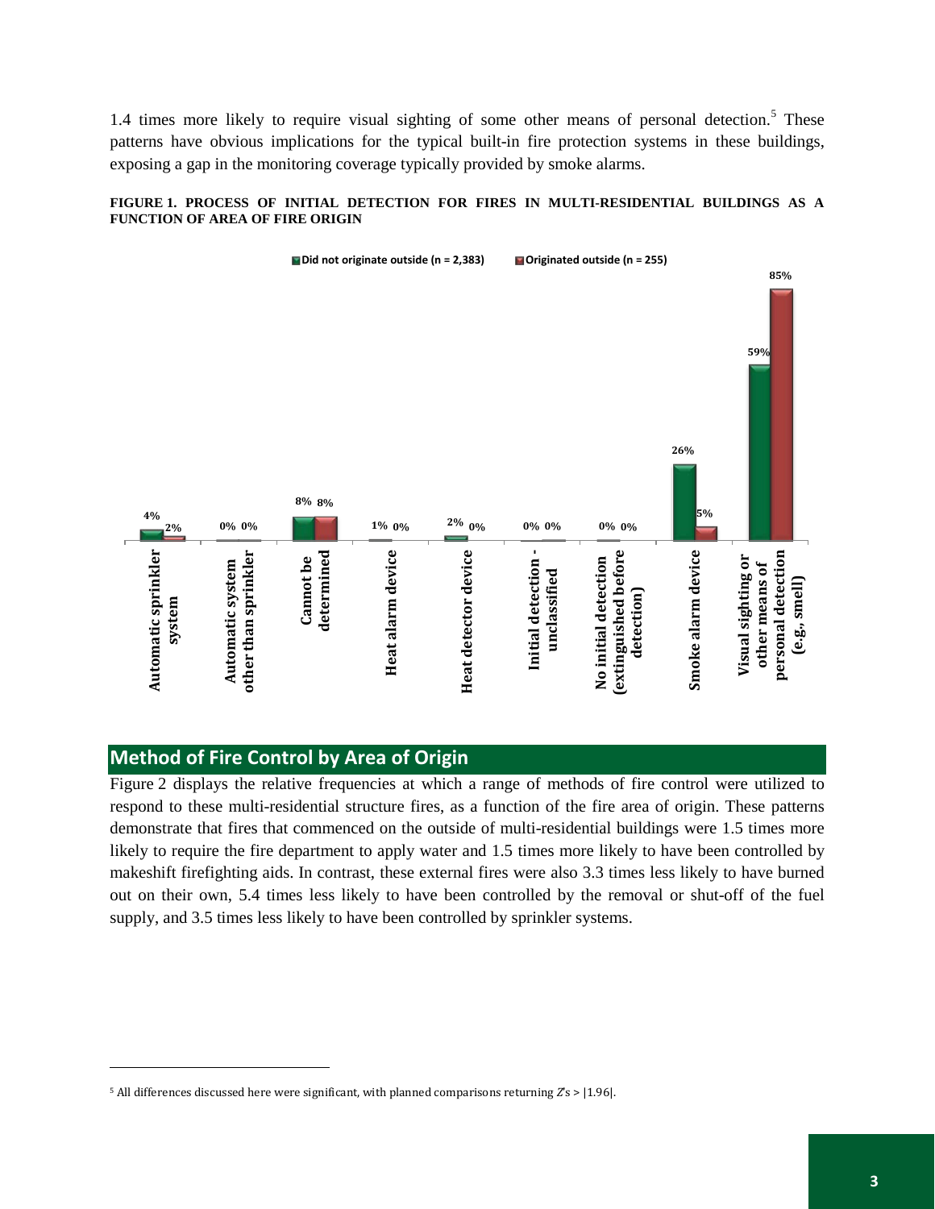1.4 times more likely to require visual sighting of some other means of personal detection.[5] These patterns have obvious implications for the typical built-in fire protection systems in these buildings, exposing a gap in the monitoring coverage typically provided by smoke alarms.

**FIGURE 1. PROCESS OF INITIAL DETECTION FOR FIRES IN MULTI-RESIDENTIAL BUILDINGS AS A FUNCTION OF AREA OF FIRE ORIGIN**

Did not originate outside (n = 2,383)
Originated outside (n = 255)

Automatic sprinkler system: 4% 2%
Automatic system other than sprinkler: 0% 0%
Cannot be determined: 8% 8%
Heat alarm device: 1% 0%
Heat detector device: 2% 0%
Initial detection - unclassified: 0% 0%
No initial detection (extinguished before detection): 0% 0%
Smoke alarm device: 26% 5%
Visual sighting or other means of personal detection (e.g., smell): 59% 85%

## Method of Fire Control by Area of Origin

Figure 2 displays the relative frequencies at which a range of methods of fire control were utilized to respond to these multi-residential structure fires, as a function of the fire area of origin. These patterns demonstrate that fires that commenced on the outside of multi-residential buildings were 1.5 times more likely to require the fire department to apply water and 1.5 times more likely to have been controlled by makeshift firefighting aids. In contrast, these external fires were also 3.3 times less likely to have burned out on their own, 5.4 times less likely to have been controlled by the removal or shut-off of the fuel supply, and 3.5 times less likely to have been controlled by sprinkler systems.

[5] All differences discussed here were significant, with planned comparisons returning $Z$'s > |1.96|.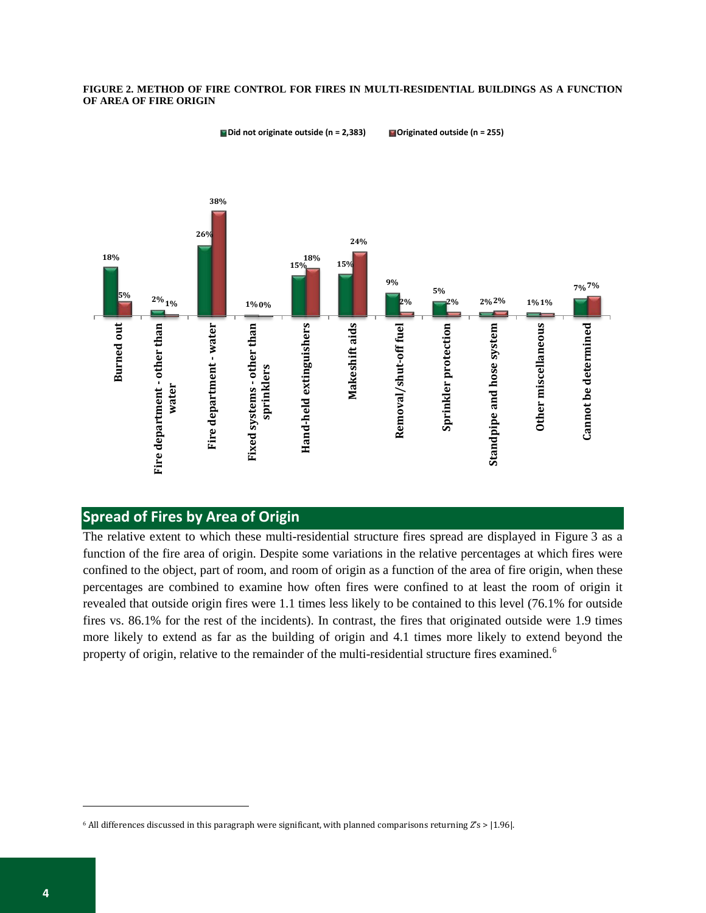**FIGURE 2. METHOD OF FIRE CONTROL FOR FIRES IN MULTI-RESIDENTIAL BUILDINGS AS A FUNCTION OF AREA OF FIRE ORIGIN**

Did not originate outside (n = 2,383)
Originated outside (n = 255)

Burned out: 18% 5%
Fire department - other than water: 2% 1%
Fire department - water: 26% 38%
Fixed systems - other than sprinklers: 1% 0%
Hand-held extinguishers: 15% 18%
Makeshift aids: 15% 24%
Removal/shut-off fuel: 9% 2%
Sprinkler protection: 5% 2%
Standpipe and hose system: 2% 2%
Other miscellaneous: 1% 1%
Cannot be determined: 7% 7%

## Spread of Fires by Area of Origin

The relative extent to which these multi-residential structure fires spread are displayed in Figure 3 as a function of the fire area of origin. Despite some variations in the relative percentages at which fires were confined to the object, part of room, and room of origin as a function of the area of fire origin, when these percentages are combined to examine how often fires were confined to at least the room of origin it revealed that outside origin fires were 1.1 times less likely to be contained to this level (76.1% for outside fires vs. 86.1% for the rest of the incidents). In contrast, the fires that originated outside were 1.9 times more likely to extend as far as the building of origin and 4.1 times more likely to extend beyond the property of origin, relative to the remainder of the multi-residential structure fires examined.[6]

[6] All differences discussed in this paragraph were significant, with planned comparisons returning $Z$'s > |1.96|.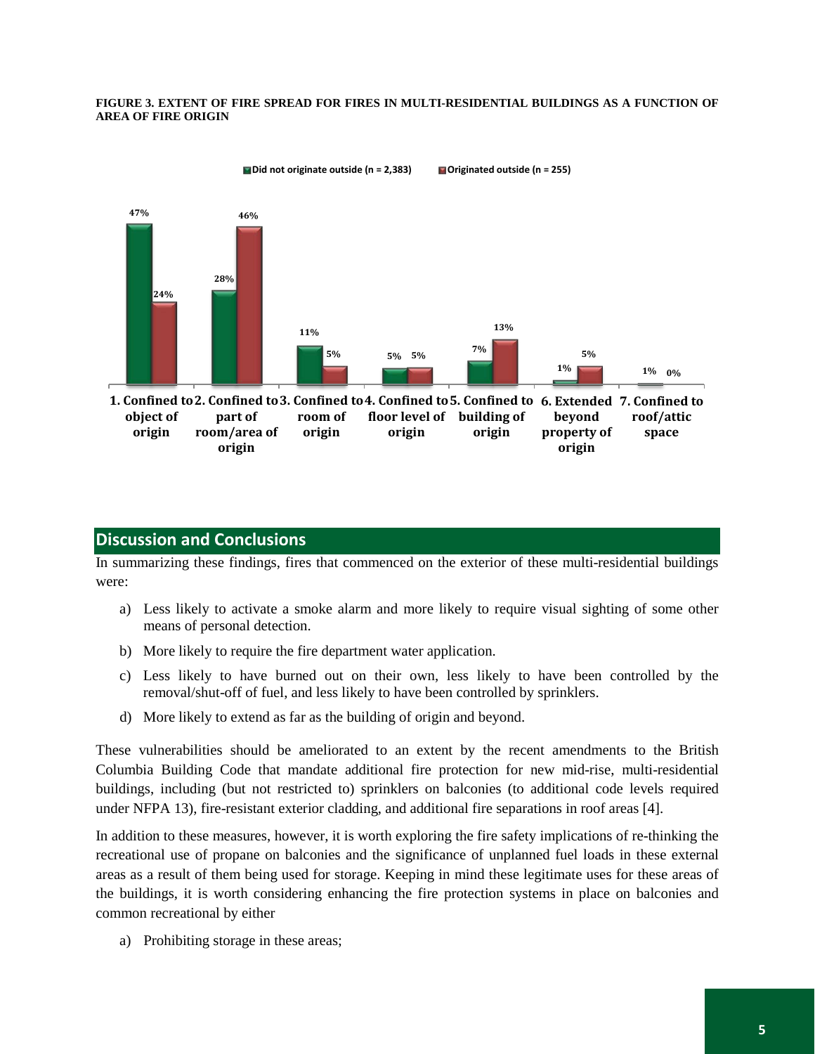**FIGURE 3. EXTENT OF FIRE SPREAD FOR FIRES IN MULTI-RESIDENTIAL BUILDINGS AS A FUNCTION OF AREA OF FIRE ORIGIN**

Did not originate outside (n = 2,383)
Originated outside (n = 255)

47%
24%
28%
46%
11%
5%
5%
5%
7%
13%
1%
5%
1%
0%

1. Confined to object of origin
2. Confined to part of room/area of origin
3. Confined to room of origin
4. Confined to floor level of origin
5. Confined to building of origin
6. Extended beyond property of origin
7. Confined to roof/attic space

## Discussion and Conclusions

In summarizing these findings, fires that commenced on the exterior of these multi-residential buildings were:

a) Less likely to activate a smoke alarm and more likely to require visual sighting of some other means of personal detection.

b) More likely to require the fire department water application.

c) Less likely to have burned out on their own, less likely to have been controlled by the removal/shut-off of fuel, and less likely to have been controlled by sprinklers.

d) More likely to extend as far as the building of origin and beyond.

These vulnerabilities should be ameliorated to an extent by the recent amendments to the British Columbia Building Code that mandate additional fire protection for new mid-rise, multi-residential buildings, including (but not restricted to) sprinklers on balconies (to additional code levels required under NFPA 13), fire-resistant exterior cladding, and additional fire separations in roof areas [4].

In addition to these measures, however, it is worth exploring the fire safety implications of re-thinking the recreational use of propane on balconies and the significance of unplanned fuel loads in these external areas as a result of them being used for storage. Keeping in mind these legitimate uses for these areas of the buildings, it is worth considering enhancing the fire protection systems in place on balconies and common recreational by either

a) Prohibiting storage in these areas;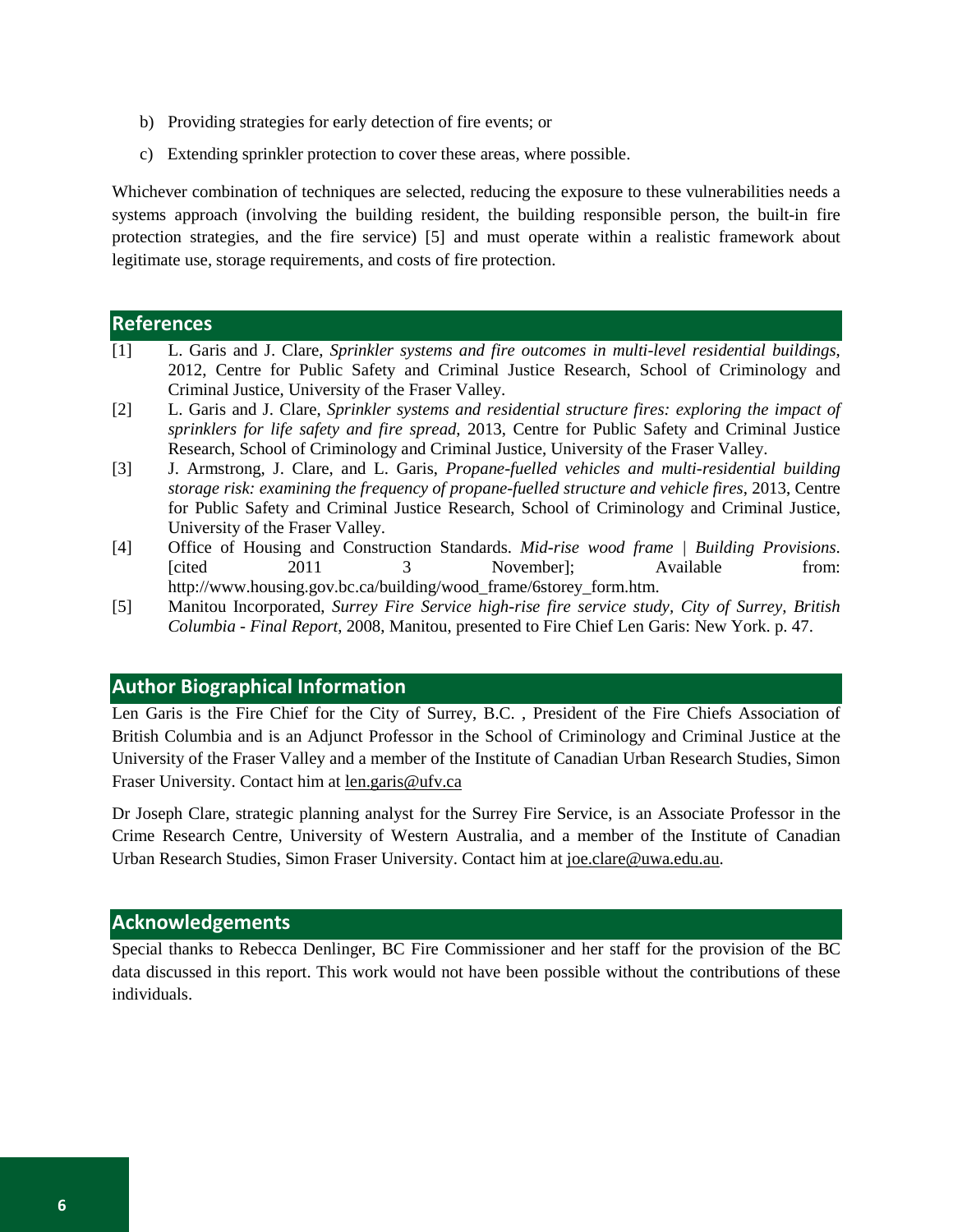b) Providing strategies for early detection of fire events; or

c) Extending sprinkler protection to cover these areas, where possible.

Whichever combination of techniques are selected, reducing the exposure to these vulnerabilities needs a systems approach (involving the building resident, the building responsible person, the built-in fire protection strategies, and the fire service) [5] and must operate within a realistic framework about legitimate use, storage requirements, and costs of fire protection.

## References

[1] L. Garis and J. Clare, *Sprinkler systems and fire outcomes in multi-level residential buildings*, 2012, Centre for Public Safety and Criminal Justice Research, School of Criminology and Criminal Justice, University of the Fraser Valley.

[2] L. Garis and J. Clare, *Sprinkler systems and residential structure fires: exploring the impact of sprinklers for life safety and fire spread*, 2013, Centre for Public Safety and Criminal Justice Research, School of Criminology and Criminal Justice, University of the Fraser Valley.

[3] J. Armstrong, J. Clare, and L. Garis, *Propane-fuelled vehicles and multi-residential building storage risk: examining the frequency of propane-fuelled structure and vehicle fires*, 2013, Centre for Public Safety and Criminal Justice Research, School of Criminology and Criminal Justice, University of the Fraser Valley.

[4] Office of Housing and Construction Standards. *Mid-rise wood frame | Building Provisions*. [cited 2011 3 November]; Available from: http://www.housing.gov.bc.ca/building/wood_frame/6storey_form.htm.

[5] Manitou Incorporated, *Surrey Fire Service high-rise fire service study, City of Surrey, British Columbia - Final Report*, 2008, Manitou, presented to Fire Chief Len Garis: New York. p. 47.

## Author Biographical Information

Len Garis is the Fire Chief for the City of Surrey, B.C. , President of the Fire Chiefs Association of British Columbia and is an Adjunct Professor in the School of Criminology and Criminal Justice at the University of the Fraser Valley and a member of the Institute of Canadian Urban Research Studies, Simon Fraser University. Contact him at len.garis@ufv.ca

Dr Joseph Clare, strategic planning analyst for the Surrey Fire Service, is an Associate Professor in the Crime Research Centre, University of Western Australia, and a member of the Institute of Canadian Urban Research Studies, Simon Fraser University. Contact him at joe.clare@uwa.edu.au.

## Acknowledgements

Special thanks to Rebecca Denlinger, BC Fire Commissioner and her staff for the provision of the BC data discussed in this report. This work would not have been possible without the contributions of these individuals.